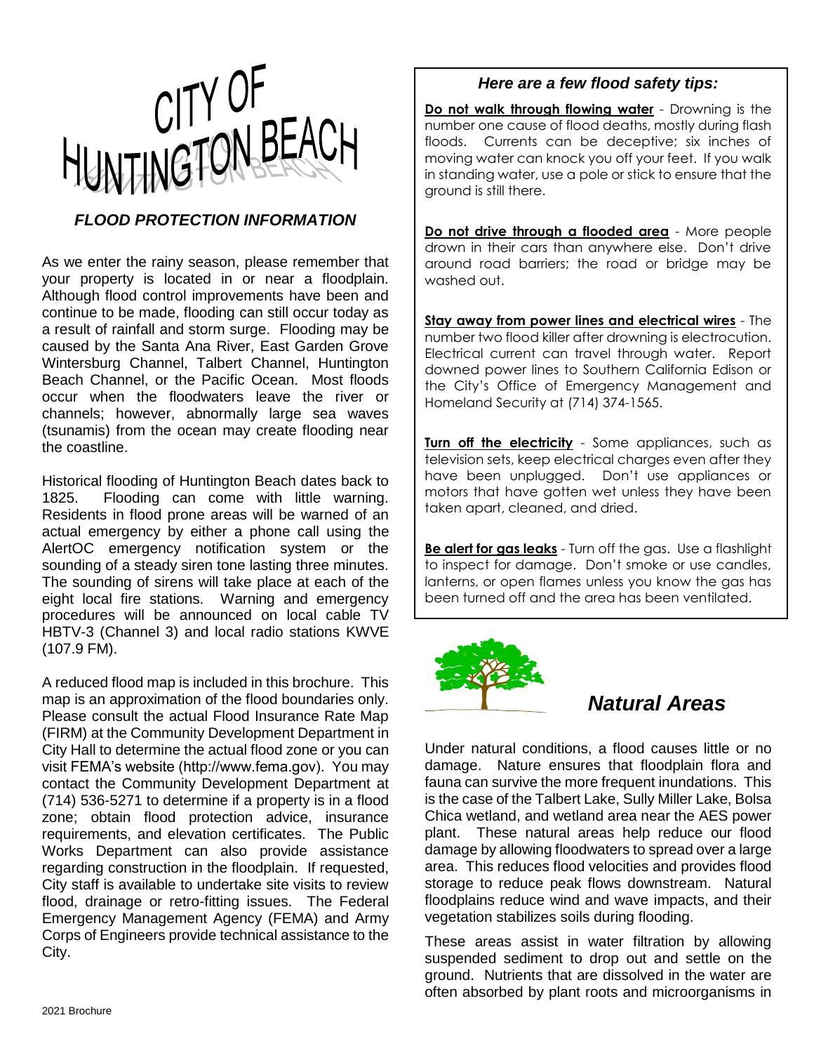# CITY OF HUNTINGTON BEACH

## *FLOOD PROTECTION INFORMATION*

As we enter the rainy season, please remember that your property is located in or near a floodplain. Although flood control improvements have been and continue to be made, flooding can still occur today as a result of rainfall and storm surge. Flooding may be caused by the Santa Ana River, East Garden Grove Wintersburg Channel, Talbert Channel, Huntington Beach Channel, or the Pacific Ocean. Most floods occur when the floodwaters leave the river or channels; however, abnormally large sea waves (tsunamis) from the ocean may create flooding near the coastline.

Historical flooding of Huntington Beach dates back to 1825. Flooding can come with little warning. Residents in flood prone areas will be warned of an actual emergency by either a phone call using the AlertOC emergency notification system or the sounding of a steady siren tone lasting three minutes. The sounding of sirens will take place at each of the eight local fire stations. Warning and emergency procedures will be announced on local cable TV HBTV-3 (Channel 3) and local radio stations KWVE (107.9 FM).

A reduced flood map is included in this brochure. This map is an approximation of the flood boundaries only. Please consult the actual Flood Insurance Rate Map (FIRM) at the Community Development Department in City Hall to determine the actual flood zone or you can visit FEMA's website (http://www.fema.gov). You may contact the Community Development Department at (714) 536-5271 to determine if a property is in a flood zone; obtain flood protection advice, insurance requirements, and elevation certificates. The Public Works Department can also provide assistance regarding construction in the floodplain. If requested, City staff is available to undertake site visits to review flood, drainage or retro-fitting issues. The Federal Emergency Management Agency (FEMA) and Army Corps of Engineers provide technical assistance to the City.

### *Here are a few flood safety tips:*

**Do not walk through flowing water** - Drowning is the number one cause of flood deaths, mostly during flash floods. Currents can be deceptive; six inches of moving water can knock you off your feet. If you walk in standing water, use a pole or stick to ensure that the ground is still there.

**Do not drive through a flooded area** - More people drown in their cars than anywhere else. Don't drive around road barriers; the road or bridge may be washed out.

**Stay away from power lines and electrical wires** - The number two flood killer after drowning is electrocution. Electrical current can travel through water. Report downed power lines to Southern California Edison or the City's Office of Emergency Management and Homeland Security at (714) 374-1565.

**Turn off the electricity** - Some appliances, such as television sets, keep electrical charges even after they have been unplugged. Don't use appliances or motors that have gotten wet unless they have been taken apart, cleaned, and dried.

**Be alert for gas leaks** - Turn off the gas. Use a flashlight to inspect for damage. Don't smoke or use candles, lanterns, or open flames unless you know the gas has been turned off and the area has been ventilated.

## *Natural Areas*

Under natural conditions, a flood causes little or no damage. Nature ensures that floodplain flora and fauna can survive the more frequent inundations. This is the case of the Talbert Lake, Sully Miller Lake, Bolsa Chica wetland, and wetland area near the AES power plant. These natural areas help reduce our flood damage by allowing floodwaters to spread over a large area. This reduces flood velocities and provides flood storage to reduce peak flows downstream. Natural floodplains reduce wind and wave impacts, and their vegetation stabilizes soils during flooding.

These areas assist in water filtration by allowing suspended sediment to drop out and settle on the ground. Nutrients that are dissolved in the water are often absorbed by plant roots and microorganisms in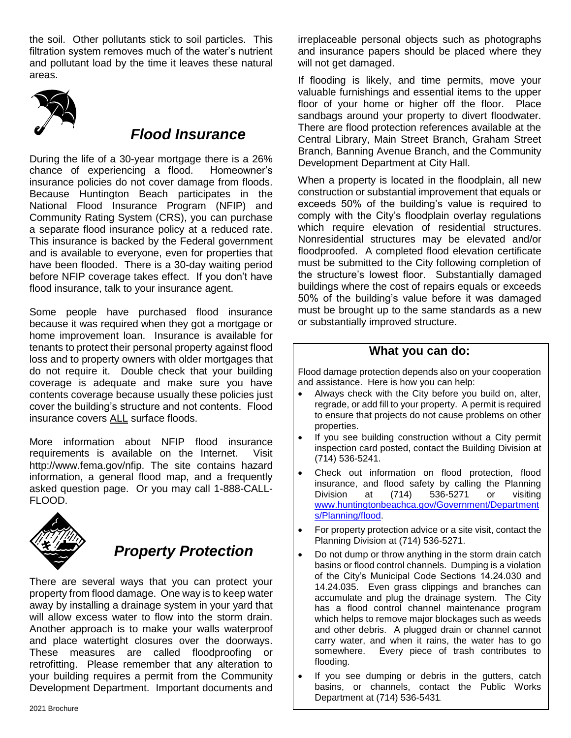the soil. Other pollutants stick to soil particles. This filtration system removes much of the water's nutrient and pollutant load by the time it leaves these natural areas.

## *Flood Insurance*

During the life of a 30-year mortgage there is a 26% chance of experiencing a flood. Homeowner's insurance policies do not cover damage from floods. Because Huntington Beach participates in the National Flood Insurance Program (NFIP) and Community Rating System (CRS), you can purchase a separate flood insurance policy at a reduced rate. This insurance is backed by the Federal government and is available to everyone, even for properties that have been flooded. There is a 30-day waiting period before NFIP coverage takes effect. If you don't have flood insurance, talk to your insurance agent.

Some people have purchased flood insurance because it was required when they got a mortgage or home improvement loan. Insurance is available for tenants to protect their personal property against flood loss and to property owners with older mortgages that do not require it. Double check that your building coverage is adequate and make sure you have contents coverage because usually these policies just cover the building's structure and not contents. Flood insurance covers ALL surface floods.

More information about NFIP flood insurance requirements is available on the Internet. Visit http://www.fema.gov/nfip. The site contains hazard information, a general flood map, and a frequently asked question page. Or you may call 1-888-CALL-FLOOD.

## *Property Protection*

There are several ways that you can protect your property from flood damage. One way is to keep water away by installing a drainage system in your yard that will allow excess water to flow into the storm drain. Another approach is to make your walls waterproof and place watertight closures over the doorways. These measures are called floodproofing or retrofitting. Please remember that any alteration to your building requires a permit from the Community Development Department. Important documents and irreplaceable personal objects such as photographs and insurance papers should be placed where they will not get damaged.

If flooding is likely, and time permits, move your valuable furnishings and essential items to the upper floor of your home or higher off the floor. Place sandbags around your property to divert floodwater. There are flood protection references available at the Central Library, Main Street Branch, Graham Street Branch, Banning Avenue Branch, and the Community Development Department at City Hall.

When a property is located in the floodplain, all new construction or substantial improvement that equals or exceeds 50% of the building's value is required to comply with the City's floodplain overlay regulations which require elevation of residential structures. Nonresidential structures may be elevated and/or floodproofed. A completed flood elevation certificate must be submitted to the City following completion of the structure's lowest floor. Substantially damaged buildings where the cost of repairs equals or exceeds 50% of the building's value before it was damaged must be brought up to the same standards as a new or substantially improved structure.

### What you can do:

Flood damage protection depends also on your cooperation and assistance. Here is how you can help:

- Always check with the City before you build on, alter, regrade, or add fill to your property. A permit is required to ensure that projects do not cause problems on other properties.
- If you see building construction without a City permit inspection card posted, contact the Building Division at (714) 536-5241.
- Check out information on flood protection, flood insurance, and flood safety by calling the Planning Division at (714) 536-5271 or visiting www.huntingtonbeachca.gov/Government/Departments/Planning/flood.
- For property protection advice or a site visit, contact the Planning Division at (714) 536-5271.
- Do not dump or throw anything in the storm drain catch basins or flood control channels. Dumping is a violation of the City's Municipal Code Sections 14.24.030 and 14.24.035. Even grass clippings and branches can accumulate and plug the drainage system. The City has a flood control channel maintenance program which helps to remove major blockages such as weeds and other debris. A plugged drain or channel cannot carry water, and when it rains, the water has to go somewhere. Every piece of trash contributes to flooding.
- If you see dumping or debris in the gutters, catch basins, or channels, contact the Public Works Department at (714) 536-5431.

2021 Brochure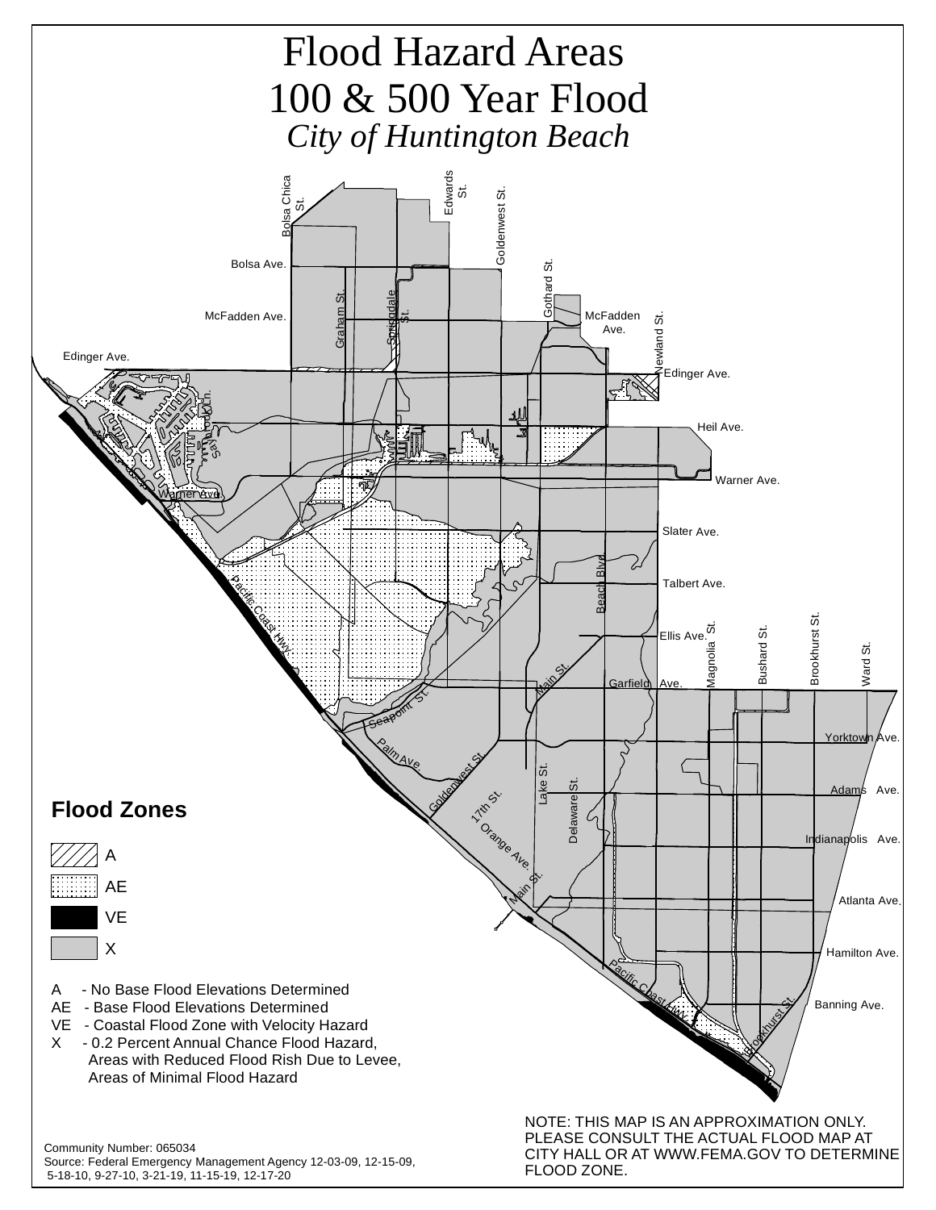# Flood Hazard Areas 100 & 500 Year Flood

*City of Huntington Beach*

## Flood Zones

- A
- AE
- VE
- X

A - No Base Flood Elevations Determined
AE - Base Flood Elevations Determined
VE - Coastal Flood Zone with Velocity Hazard
X - 0.2 Percent Annual Chance Flood Hazard, Areas with Reduced Flood Rish Due to Levee, Areas of Minimal Flood Hazard

Community Number: 065034
Source: Federal Emergency Management Agency 12-03-09, 12-15-09, 5-18-10, 9-27-10, 3-21-19, 11-15-19, 12-17-20

NOTE: THIS MAP IS AN APPROXIMATION ONLY. PLEASE CONSULT THE ACTUAL FLOOD MAP AT CITY HALL OR AT WWW.FEMA.GOV TO DETERMINE FLOOD ZONE.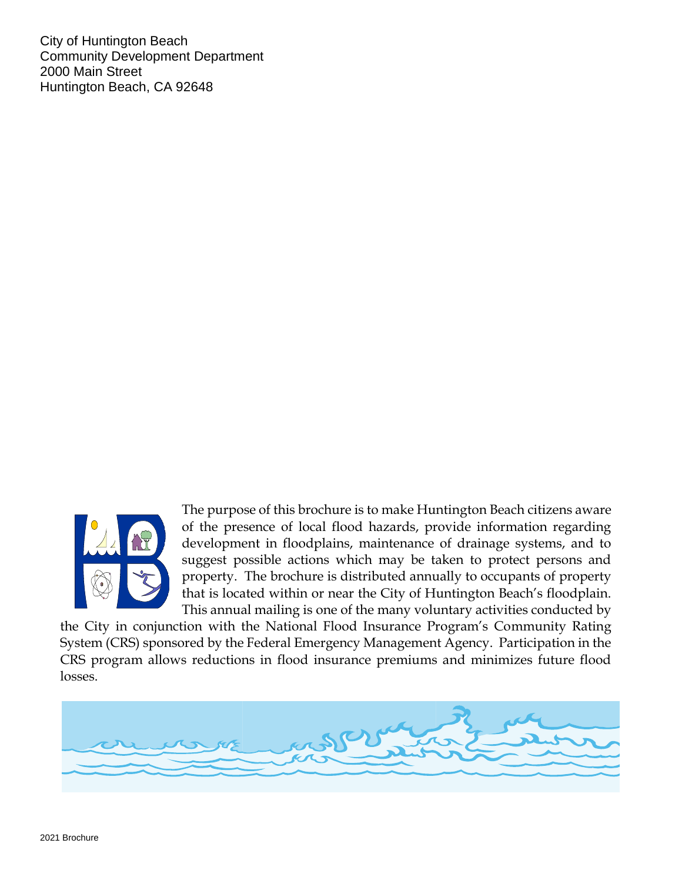City of Huntington Beach
Community Development Department
2000 Main Street
Huntington Beach, CA 92648

The purpose of this brochure is to make Huntington Beach citizens aware of the presence of local flood hazards, provide information regarding development in floodplains, maintenance of drainage systems, and to suggest possible actions which may be taken to protect persons and property. The brochure is distributed annually to occupants of property that is located within or near the City of Huntington Beach's floodplain. This annual mailing is one of the many voluntary activities conducted by the City in conjunction with the National Flood Insurance Program's Community Rating System (CRS) sponsored by the Federal Emergency Management Agency. Participation in the CRS program allows reductions in flood insurance premiums and minimizes future flood losses.

2021 Brochure